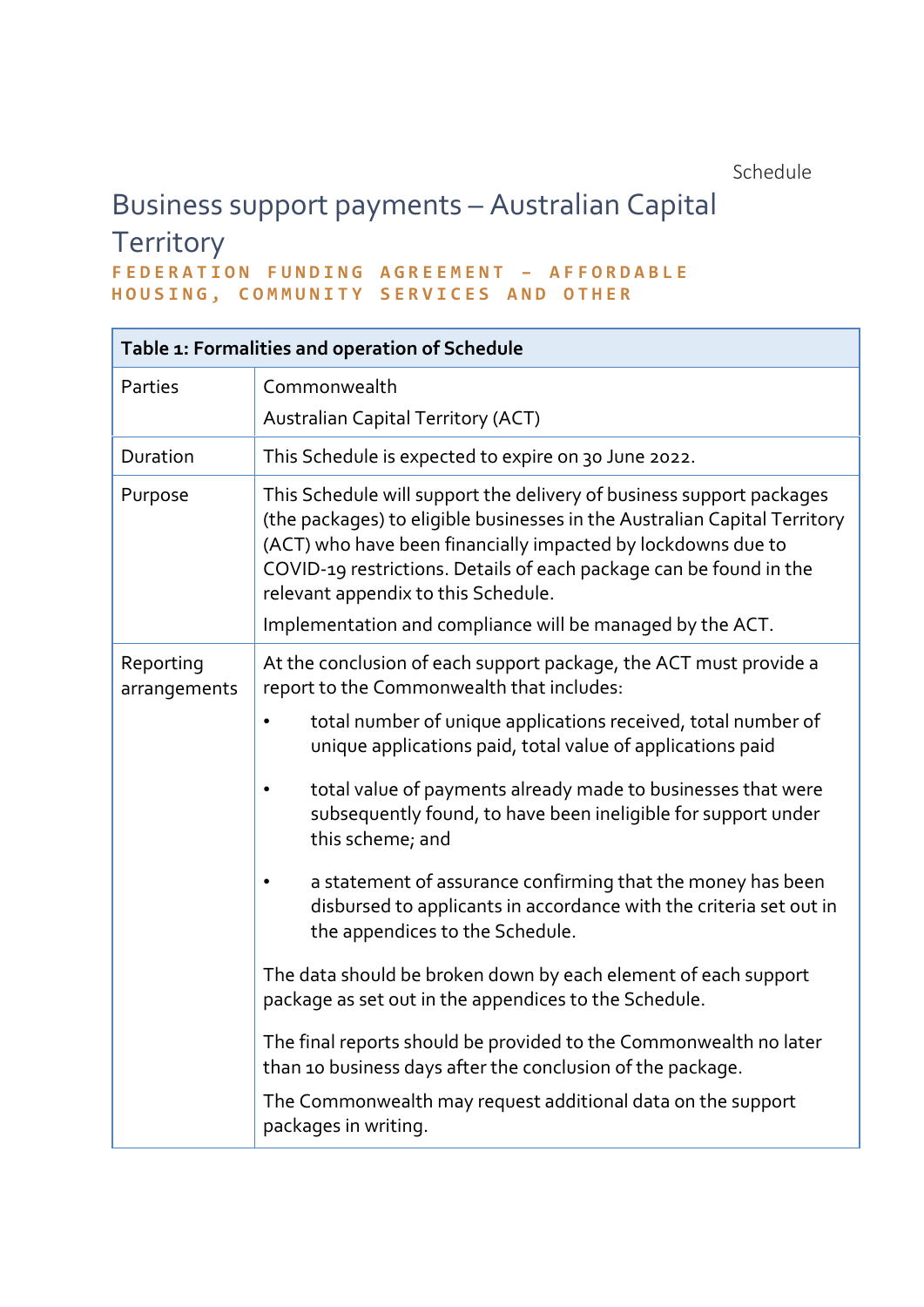Schedule

# Business support payments – Australian Capital Territory

**FEDERATION FUNDING AGREEMENT – AFFORDABLE HOUSING, COMMUNITY SERVICES AND OTHER**

| **Table 1: Formalities and operation of Schedule** | |
|---|---|
| Parties | Commonwealth<br>Australian Capital Territory (ACT) |
| Duration | This Schedule is expected to expire on 30 June 2022. |
| Purpose | This Schedule will support the delivery of business support packages (the packages) to eligible businesses in the Australian Capital Territory (ACT) who have been financially impacted by lockdowns due to COVID-19 restrictions. Details of each package can be found in the relevant appendix to this Schedule.<br>Implementation and compliance will be managed by the ACT. |
| Reporting arrangements | At the conclusion of each support package, the ACT must provide a report to the Commonwealth that includes:<br>• total number of unique applications received, total number of unique applications paid, total value of applications paid<br>• total value of payments already made to businesses that were subsequently found, to have been ineligible for support under this scheme; and<br>• a statement of assurance confirming that the money has been disbursed to applicants in accordance with the criteria set out in the appendices to the Schedule.<br>The data should be broken down by each element of each support package as set out in the appendices to the Schedule.<br>The final reports should be provided to the Commonwealth no later than 10 business days after the conclusion of the package.<br>The Commonwealth may request additional data on the support packages in writing. |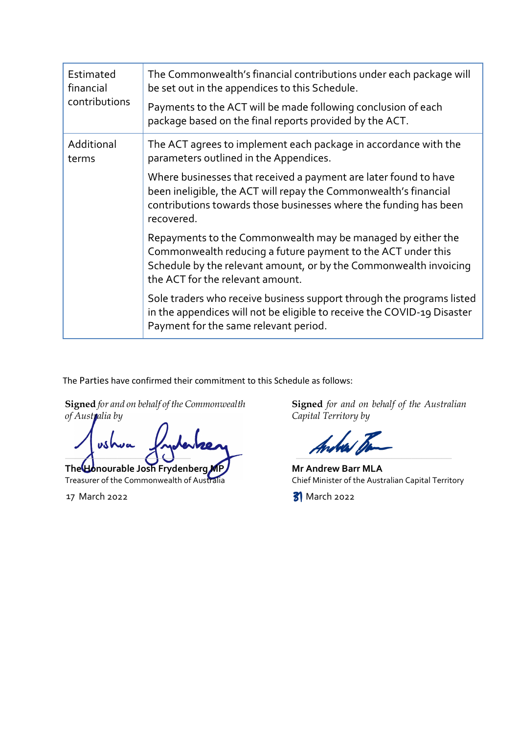| | |
|---|---|
| Estimated financial contributions | The Commonwealth's financial contributions under each package will be set out in the appendices to this Schedule.<br><br>Payments to the ACT will be made following conclusion of each package based on the final reports provided by the ACT. |
| Additional terms | The ACT agrees to implement each package in accordance with the parameters outlined in the Appendices.<br><br>Where businesses that received a payment are later found to have been ineligible, the ACT will repay the Commonwealth's financial contributions towards those businesses where the funding has been recovered.<br><br>Repayments to the Commonwealth may be managed by either the Commonwealth reducing a future payment to the ACT under this Schedule by the relevant amount, or by the Commonwealth invoicing the ACT for the relevant amount.<br><br>Sole traders who receive business support through the programs listed in the appendices will not be eligible to receive the COVID-19 Disaster Payment for the same relevant period. |

The Parties have confirmed their commitment to this Schedule as follows:

**Signed** *for and on behalf of the Commonwealth of Australia by*

**The Honourable Josh Frydenberg MP**
Treasurer of the Commonwealth of Australia

17 March 2022

**Signed** *for and on behalf of the Australian Capital Territory by*

**Mr Andrew Barr MLA**
Chief Minister of the Australian Capital Territory

31 March 2022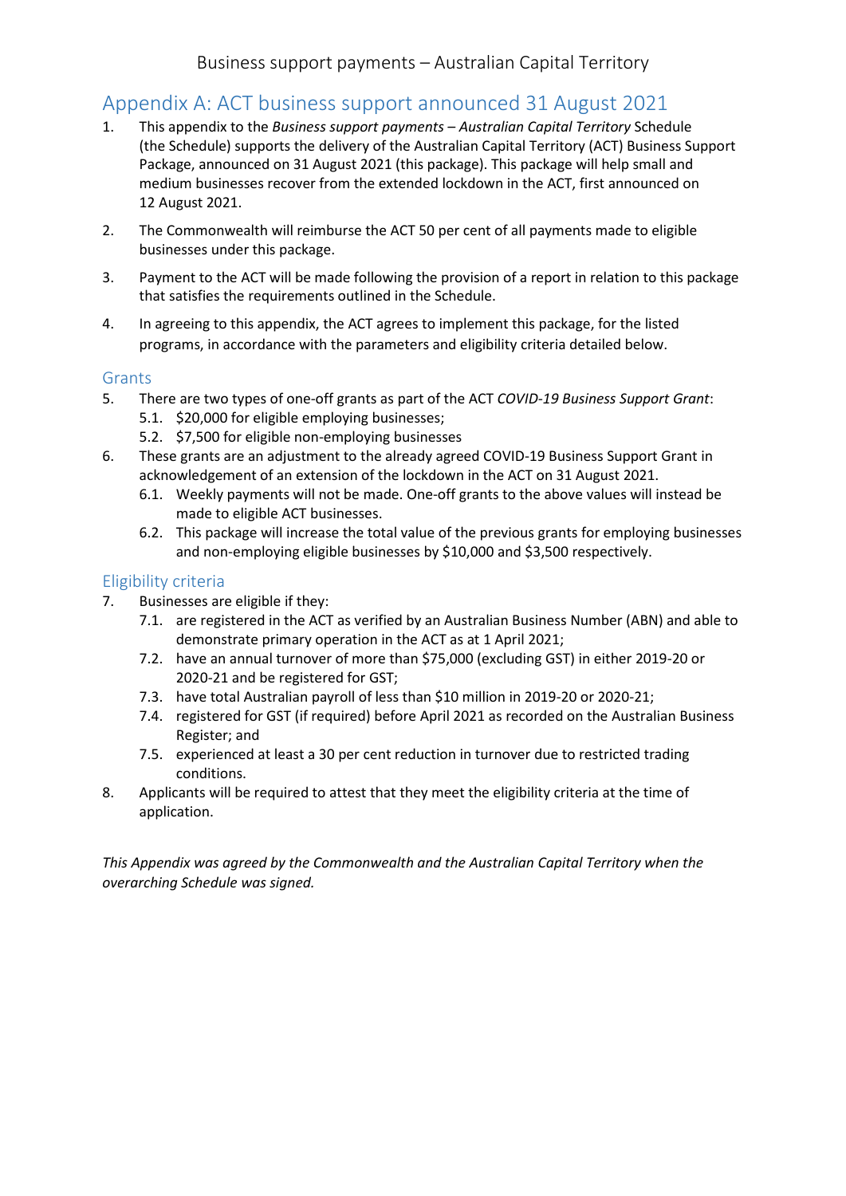# Appendix A: ACT business support announced 31 August 2021

1. This appendix to the *Business support payments – Australian Capital Territory* Schedule (the Schedule) supports the delivery of the Australian Capital Territory (ACT) Business Support Package, announced on 31 August 2021 (this package). This package will help small and medium businesses recover from the extended lockdown in the ACT, first announced on 12 August 2021.

2. The Commonwealth will reimburse the ACT 50 per cent of all payments made to eligible businesses under this package.

3. Payment to the ACT will be made following the provision of a report in relation to this package that satisfies the requirements outlined in the Schedule.

4. In agreeing to this appendix, the ACT agrees to implement this package, for the listed programs, in accordance with the parameters and eligibility criteria detailed below.

## Grants

5. There are two types of one-off grants as part of the ACT *COVID-19 Business Support Grant*:
   - 5.1. $20,000 for eligible employing businesses;
   - 5.2. $7,500 for eligible non-employing businesses
6. These grants are an adjustment to the already agreed COVID-19 Business Support Grant in acknowledgement of an extension of the lockdown in the ACT on 31 August 2021.
   - 6.1. Weekly payments will not be made. One-off grants to the above values will instead be made to eligible ACT businesses.
   - 6.2. This package will increase the total value of the previous grants for employing businesses and non-employing eligible businesses by $10,000 and $3,500 respectively.

## Eligibility criteria

7. Businesses are eligible if they:
   - 7.1. are registered in the ACT as verified by an Australian Business Number (ABN) and able to demonstrate primary operation in the ACT as at 1 April 2021;
   - 7.2. have an annual turnover of more than $75,000 (excluding GST) in either 2019-20 or 2020-21 and be registered for GST;
   - 7.3. have total Australian payroll of less than $10 million in 2019-20 or 2020-21;
   - 7.4. registered for GST (if required) before April 2021 as recorded on the Australian Business Register; and
   - 7.5. experienced at least a 30 per cent reduction in turnover due to restricted trading conditions.
8. Applicants will be required to attest that they meet the eligibility criteria at the time of application.

*This Appendix was agreed by the Commonwealth and the Australian Capital Territory when the overarching Schedule was signed.*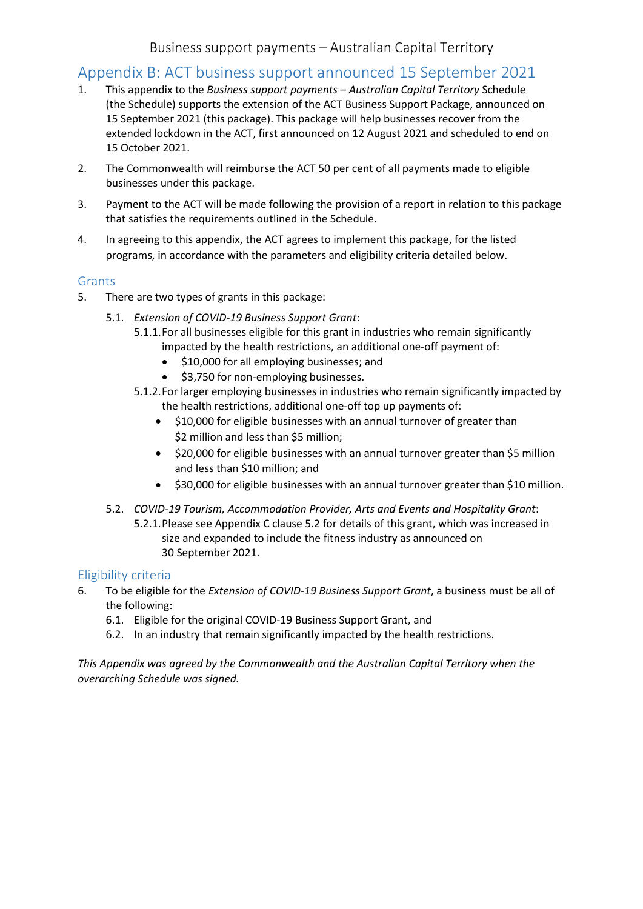## Appendix B: ACT business support announced 15 September 2021

1. This appendix to the *Business support payments – Australian Capital Territory* Schedule (the Schedule) supports the extension of the ACT Business Support Package, announced on 15 September 2021 (this package). This package will help businesses recover from the extended lockdown in the ACT, first announced on 12 August 2021 and scheduled to end on 15 October 2021.
2. The Commonwealth will reimburse the ACT 50 per cent of all payments made to eligible businesses under this package.
3. Payment to the ACT will be made following the provision of a report in relation to this package that satisfies the requirements outlined in the Schedule.
4. In agreeing to this appendix, the ACT agrees to implement this package, for the listed programs, in accordance with the parameters and eligibility criteria detailed below.

### Grants

5. There are two types of grants in this package:
   - 5.1. *Extension of COVID-19 Business Support Grant*:
     - 5.1.1. For all businesses eligible for this grant in industries who remain significantly impacted by the health restrictions, an additional one-off payment of:
       - $10,000 for all employing businesses; and
       - $3,750 for non-employing businesses.
     - 5.1.2. For larger employing businesses in industries who remain significantly impacted by the health restrictions, additional one-off top up payments of:
       - $10,000 for eligible businesses with an annual turnover of greater than $2 million and less than $5 million;
       - $20,000 for eligible businesses with an annual turnover greater than $5 million and less than $10 million; and
       - $30,000 for eligible businesses with an annual turnover greater than $10 million.
   - 5.2. *COVID-19 Tourism, Accommodation Provider, Arts and Events and Hospitality Grant*:
     - 5.2.1. Please see Appendix C clause 5.2 for details of this grant, which was increased in size and expanded to include the fitness industry as announced on 30 September 2021.

### Eligibility criteria

6. To be eligible for the *Extension of COVID-19 Business Support Grant*, a business must be all of the following:
   - 6.1. Eligible for the original COVID-19 Business Support Grant, and
   - 6.2. In an industry that remain significantly impacted by the health restrictions.

*This Appendix was agreed by the Commonwealth and the Australian Capital Territory when the overarching Schedule was signed.*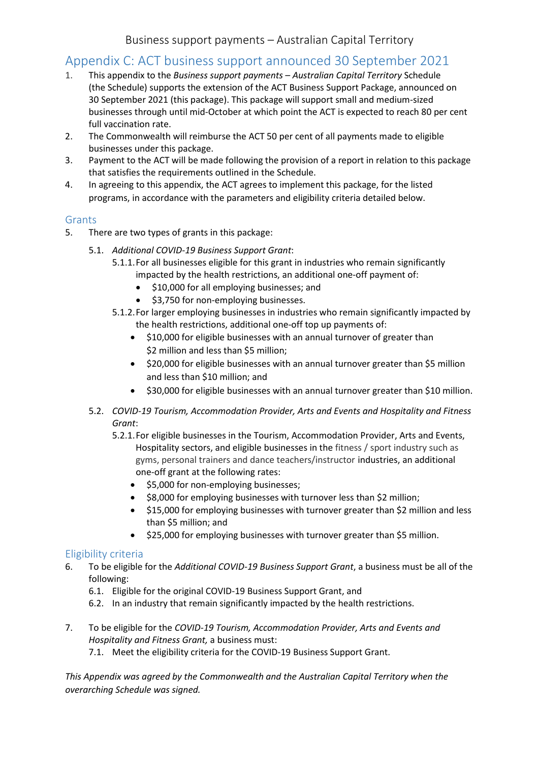## Appendix C: ACT business support announced 30 September 2021

1. This appendix to the *Business support payments – Australian Capital Territory* Schedule (the Schedule) supports the extension of the ACT Business Support Package, announced on 30 September 2021 (this package). This package will support small and medium-sized businesses through until mid-October at which point the ACT is expected to reach 80 per cent full vaccination rate.
2. The Commonwealth will reimburse the ACT 50 per cent of all payments made to eligible businesses under this package.
3. Payment to the ACT will be made following the provision of a report in relation to this package that satisfies the requirements outlined in the Schedule.
4. In agreeing to this appendix, the ACT agrees to implement this package, for the listed programs, in accordance with the parameters and eligibility criteria detailed below.

### Grants

5. There are two types of grants in this package:
   - 5.1. *Additional COVID-19 Business Support Grant*:
     - 5.1.1. For all businesses eligible for this grant in industries who remain significantly impacted by the health restrictions, an additional one-off payment of:
       - $10,000 for all employing businesses; and
       - $3,750 for non-employing businesses.
     - 5.1.2. For larger employing businesses in industries who remain significantly impacted by the health restrictions, additional one-off top up payments of:
       - $10,000 for eligible businesses with an annual turnover of greater than $2 million and less than $5 million;
       - $20,000 for eligible businesses with an annual turnover greater than $5 million and less than $10 million; and
       - $30,000 for eligible businesses with an annual turnover greater than $10 million.
   - 5.2. *COVID-19 Tourism, Accommodation Provider, Arts and Events and Hospitality and Fitness Grant*:
     - 5.2.1. For eligible businesses in the Tourism, Accommodation Provider, Arts and Events, Hospitality sectors, and eligible businesses in the fitness / sport industry such as gyms, personal trainers and dance teachers/instructor industries, an additional one-off grant at the following rates:
       - $5,000 for non-employing businesses;
       - $8,000 for employing businesses with turnover less than $2 million;
       - $15,000 for employing businesses with turnover greater than $2 million and less than $5 million; and
       - $25,000 for employing businesses with turnover greater than $5 million.

### Eligibility criteria

6. To be eligible for the *Additional COVID-19 Business Support Grant*, a business must be all of the following:
   - 6.1. Eligible for the original COVID-19 Business Support Grant, and
   - 6.2. In an industry that remain significantly impacted by the health restrictions.
7. To be eligible for the *COVID-19 Tourism, Accommodation Provider, Arts and Events and Hospitality and Fitness Grant,* a business must:
   - 7.1. Meet the eligibility criteria for the COVID-19 Business Support Grant.

*This Appendix was agreed by the Commonwealth and the Australian Capital Territory when the overarching Schedule was signed.*